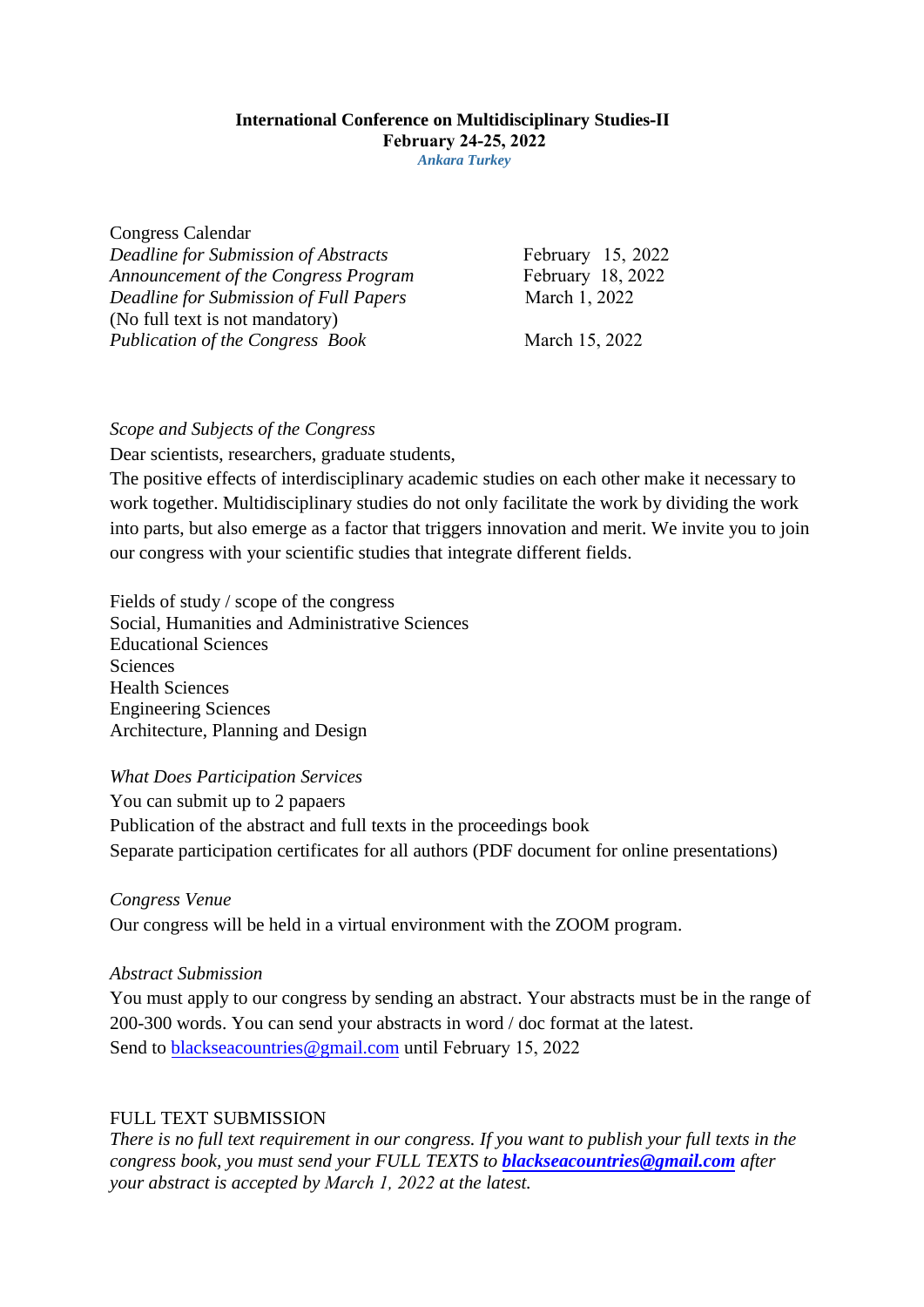**International Conference on Multidisciplinary Studies-II**
**February 24-25, 2022**
***Ankara Turkey***

Congress Calendar

| | |
|---|---|
| *Deadline for Submission of Abstracts* | February 15, 2022 |
| *Announcement of the Congress Program* | February 18, 2022 |
| *Deadline for Submission of Full Papers* | March 1, 2022 |
| (No full text is not mandatory) | |
| *Publication of the Congress Book* | March 15, 2022 |

*Scope and Subjects of the Congress*

Dear scientists, researchers, graduate students,

The positive effects of interdisciplinary academic studies on each other make it necessary to work together. Multidisciplinary studies do not only facilitate the work by dividing the work into parts, but also emerge as a factor that triggers innovation and merit. We invite you to join our congress with your scientific studies that integrate different fields.

Fields of study / scope of the congress
Social, Humanities and Administrative Sciences
Educational Sciences
Sciences
Health Sciences
Engineering Sciences
Architecture, Planning and Design

*What Does Participation Services*

You can submit up to 2 papaers
Publication of the abstract and full texts in the proceedings book
Separate participation certificates for all authors (PDF document for online presentations)

*Congress Venue*

Our congress will be held in a virtual environment with the ZOOM program.

*Abstract Submission*

You must apply to our congress by sending an abstract. Your abstracts must be in the range of 200-300 words. You can send your abstracts in word / doc format at the latest.
Send to blackseacountries@gmail.com until February 15, 2022

FULL TEXT SUBMISSION

*There is no full text requirement in our congress. If you want to publish your full texts in the congress book, you must send your FULL TEXTS to* ***blackseacountries@gmail.com*** *after your abstract is accepted by March 1, 2022 at the latest.*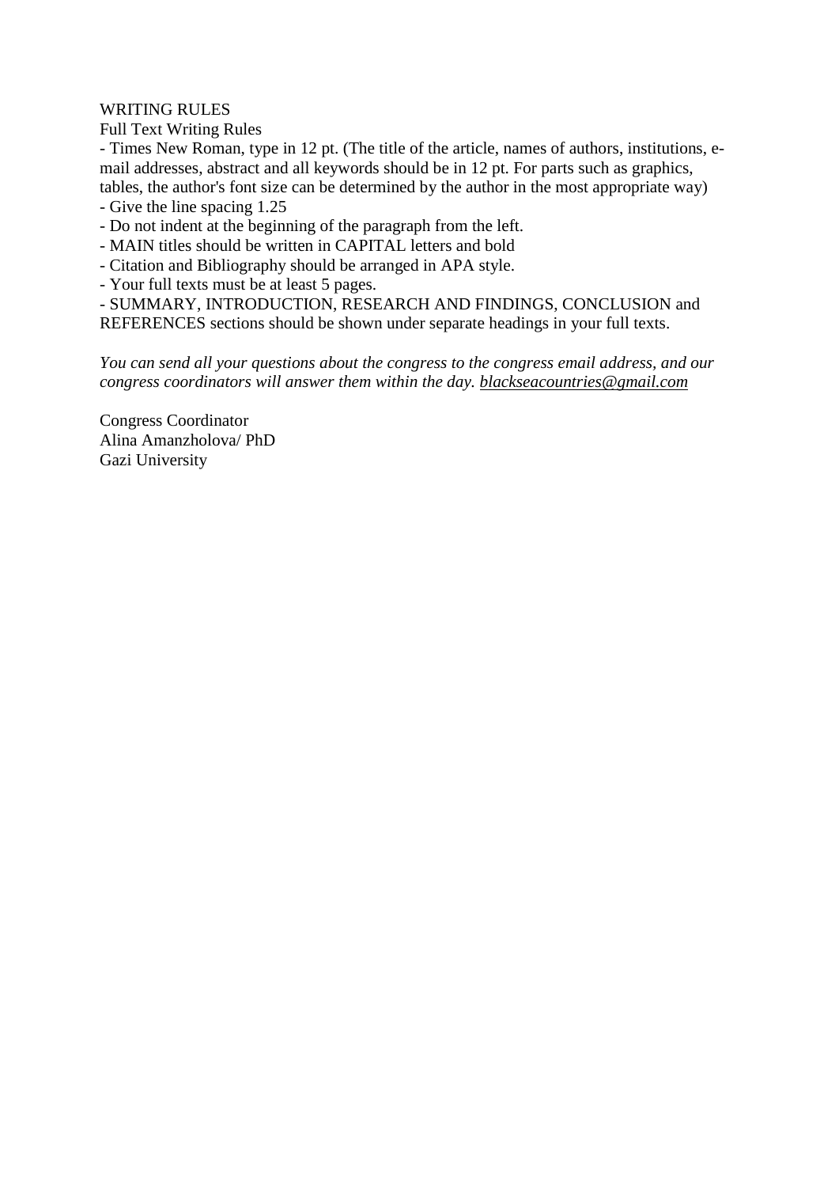WRITING RULES

Full Text Writing Rules

- Times New Roman, type in 12 pt. (The title of the article, names of authors, institutions, e-mail addresses, abstract and all keywords should be in 12 pt. For parts such as graphics, tables, the author's font size can be determined by the author in the most appropriate way)
- Give the line spacing 1.25
- Do not indent at the beginning of the paragraph from the left.
- MAIN titles should be written in CAPITAL letters and bold
- Citation and Bibliography should be arranged in APA style.
- Your full texts must be at least 5 pages.
- SUMMARY, INTRODUCTION, RESEARCH AND FINDINGS, CONCLUSION and REFERENCES sections should be shown under separate headings in your full texts.

*You can send all your questions about the congress to the congress email address, and our congress coordinators will answer them within the day. blackseacountries@gmail.com*

Congress Coordinator
Alina Amanzholova/ PhD
Gazi University